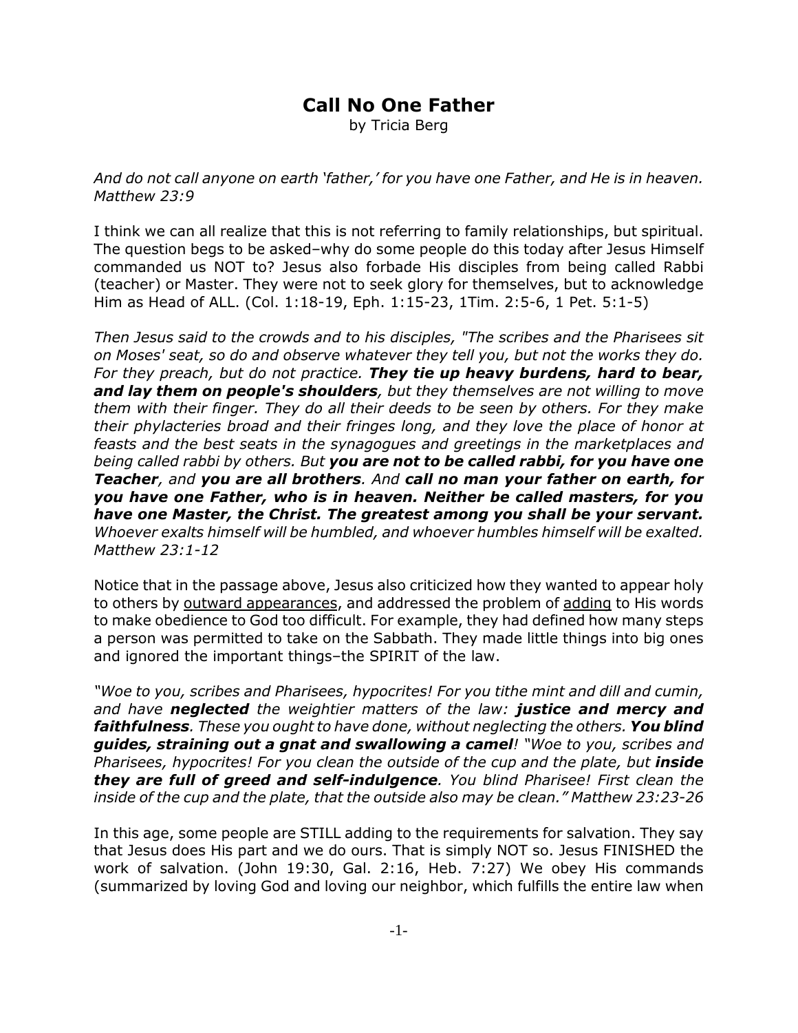# Call No One Father

by Tricia Berg

*And do not call anyone on earth 'father,' for you have one Father, and He is in heaven. Matthew 23:9*

I think we can all realize that this is not referring to family relationships, but spiritual. The question begs to be asked–why do some people do this today after Jesus Himself commanded us NOT to? Jesus also forbade His disciples from being called Rabbi (teacher) or Master. They were not to seek glory for themselves, but to acknowledge Him as Head of ALL. (Col. 1:18-19, Eph. 1:15-23, 1Tim. 2:5-6, 1 Pet. 5:1-5)

*Then Jesus said to the crowds and to his disciples, "The scribes and the Pharisees sit on Moses' seat, so do and observe whatever they tell you, but not the works they do. For they preach, but do not practice.* ***They tie up heavy burdens, hard to bear, and lay them on people's shoulders****, but they themselves are not willing to move them with their finger. They do all their deeds to be seen by others. For they make their phylacteries broad and their fringes long, and they love the place of honor at feasts and the best seats in the synagogues and greetings in the marketplaces and being called rabbi by others. But* ***you are not to be called rabbi, for you have one Teacher****, and* ***you are all brothers****. And* ***call no man your father on earth, for you have one Father, who is in heaven. Neither be called masters, for you have one Master, the Christ. The greatest among you shall be your servant.*** *Whoever exalts himself will be humbled, and whoever humbles himself will be exalted. Matthew 23:1-12*

Notice that in the passage above, Jesus also criticized how they wanted to appear holy to others by <u>outward appearances</u>, and addressed the problem of <u>adding</u> to His words to make obedience to God too difficult. For example, they had defined how many steps a person was permitted to take on the Sabbath. They made little things into big ones and ignored the important things–the SPIRIT of the law.

*"Woe to you, scribes and Pharisees, hypocrites! For you tithe mint and dill and cumin, and have* ***neglected*** *the weightier matters of the law:* ***justice and mercy and faithfulness****. These you ought to have done, without neglecting the others.* ***You blind guides, straining out a gnat and swallowing a camel****! "Woe to you, scribes and Pharisees, hypocrites! For you clean the outside of the cup and the plate, but* ***inside they are full of greed and self-indulgence****. You blind Pharisee! First clean the inside of the cup and the plate, that the outside also may be clean." Matthew 23:23-26*

In this age, some people are STILL adding to the requirements for salvation. They say that Jesus does His part and we do ours. That is simply NOT so. Jesus FINISHED the work of salvation. (John 19:30, Gal. 2:16, Heb. 7:27) We obey His commands (summarized by loving God and loving our neighbor, which fulfills the entire law when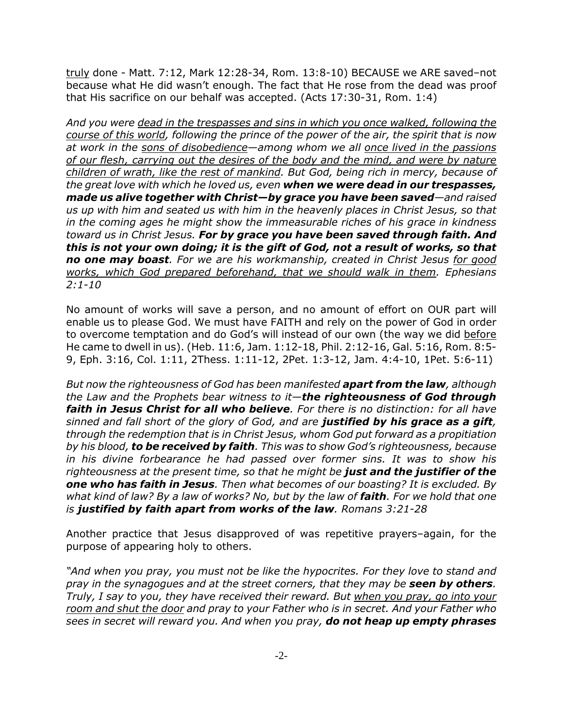<u>truly</u> done - Matt. 7:12, Mark 12:28-34, Rom. 13:8-10) BECAUSE we ARE saved–not because what He did wasn't enough. The fact that He rose from the dead was proof that His sacrifice on our behalf was accepted. (Acts 17:30-31, Rom. 1:4)

*And you were <u>dead in the trespasses and sins in which you once walked, following the course of this world</u>, following the prince of the power of the air, the spirit that is now at work in the <u>sons of disobedience</u>—among whom we all <u>once lived in the passions of our flesh, carrying out the desires of the body and the mind, and were by nature children of wrath, like the rest of mankind</u>. But God, being rich in mercy, because of the great love with which he loved us, even **when we were dead in our trespasses, made us alive together with Christ—by grace you have been saved**—and raised us up with him and seated us with him in the heavenly places in Christ Jesus, so that in the coming ages he might show the immeasurable riches of his grace in kindness toward us in Christ Jesus. **For by grace you have been saved through faith. And this is not your own doing; it is the gift of God, not a result of works, so that no one may boast**. For we are his workmanship, created in Christ Jesus <u>for good works, which God prepared beforehand, that we should walk in them</u>. Ephesians 2:1-10*

No amount of works will save a person, and no amount of effort on OUR part will enable us to please God. We must have FAITH and rely on the power of God in order to overcome temptation and do God's will instead of our own (the way we did <u>before</u> He came to dwell in us). (Heb. 11:6, Jam. 1:12-18, Phil. 2:12-16, Gal. 5:16, Rom. 8:5-9, Eph. 3:16, Col. 1:11, 2Thess. 1:11-12, 2Pet. 1:3-12, Jam. 4:4-10, 1Pet. 5:6-11)

*But now the righteousness of God has been manifested **apart from the law**, although the Law and the Prophets bear witness to it—**the righteousness of God through faith in Jesus Christ for all who believe**. For there is no distinction: for all have sinned and fall short of the glory of God, and are **justified by his grace as a gift**, through the redemption that is in Christ Jesus, whom God put forward as a propitiation by his blood, **to be received by faith**. This was to show God's righteousness, because in his divine forbearance he had passed over former sins. It was to show his righteousness at the present time, so that he might be **just and the justifier of the one who has faith in Jesus**. Then what becomes of our boasting? It is excluded. By what kind of law? By a law of works? No, but by the law of **faith**. For we hold that one is **justified by faith apart from works of the law**. Romans 3:21-28*

Another practice that Jesus disapproved of was repetitive prayers–again, for the purpose of appearing holy to others.

*"And when you pray, you must not be like the hypocrites. For they love to stand and pray in the synagogues and at the street corners, that they may be **seen by others**. Truly, I say to you, they have received their reward. But <u>when you pray, go into your room and shut the door</u> and pray to your Father who is in secret. And your Father who sees in secret will reward you. And when you pray, **do not heap up empty phrases***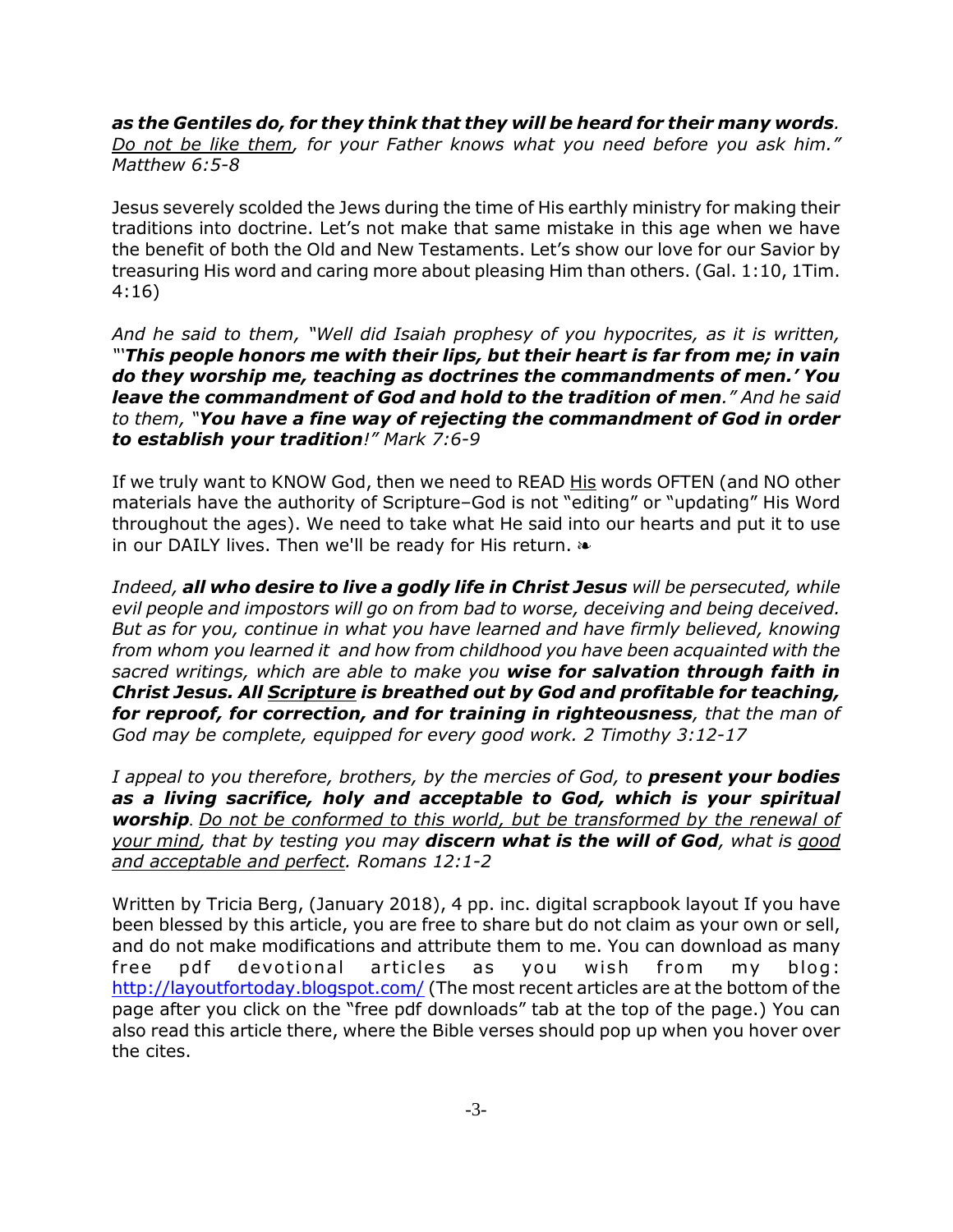*as the Gentiles do, for they think that they will be heard for their many words. Do not be like them, for your Father knows what you need before you ask him." Matthew 6:5-8*

Jesus severely scolded the Jews during the time of His earthly ministry for making their traditions into doctrine. Let's not make that same mistake in this age when we have the benefit of both the Old and New Testaments. Let's show our love for our Savior by treasuring His word and caring more about pleasing Him than others. (Gal. 1:10, 1Tim. 4:16)

*And he said to them, "Well did Isaiah prophesy of you hypocrites, as it is written, "'**This people honors me with their lips, but their heart is far from me; in vain do they worship me, teaching as doctrines the commandments of men.' You leave the commandment of God and hold to the tradition of men**." And he said to them, "**You have a fine way of rejecting the commandment of God in order to establish your tradition**!" Mark 7:6-9*

If we truly want to KNOW God, then we need to READ His words OFTEN (and NO other materials have the authority of Scripture–God is not "editing" or "updating" His Word throughout the ages). We need to take what He said into our hearts and put it to use in our DAILY lives. Then we'll be ready for His return. ❧

*Indeed, **all who desire to live a godly life in Christ Jesus** will be persecuted, while evil people and impostors will go on from bad to worse, deceiving and being deceived. But as for you, continue in what you have learned and have firmly believed, knowing from whom you learned it and how from childhood you have been acquainted with the sacred writings, which are able to make you **wise for salvation through faith in Christ Jesus. All Scripture is breathed out by God and profitable for teaching, for reproof, for correction, and for training in righteousness**, that the man of God may be complete, equipped for every good work. 2 Timothy 3:12-17*

*I appeal to you therefore, brothers, by the mercies of God, to **present your bodies as a living sacrifice, holy and acceptable to God, which is your spiritual worship**. Do not be conformed to this world, but be transformed by the renewal of your mind, that by testing you may **discern what is the will of God**, what is good and acceptable and perfect. Romans 12:1-2*

Written by Tricia Berg, (January 2018), 4 pp. inc. digital scrapbook layout If you have been blessed by this article, you are free to share but do not claim as your own or sell, and do not make modifications and attribute them to me. You can download as many free pdf devotional articles as you wish from my blog: http://layoutfortoday.blogspot.com/ (The most recent articles are at the bottom of the page after you click on the "free pdf downloads" tab at the top of the page.) You can also read this article there, where the Bible verses should pop up when you hover over the cites.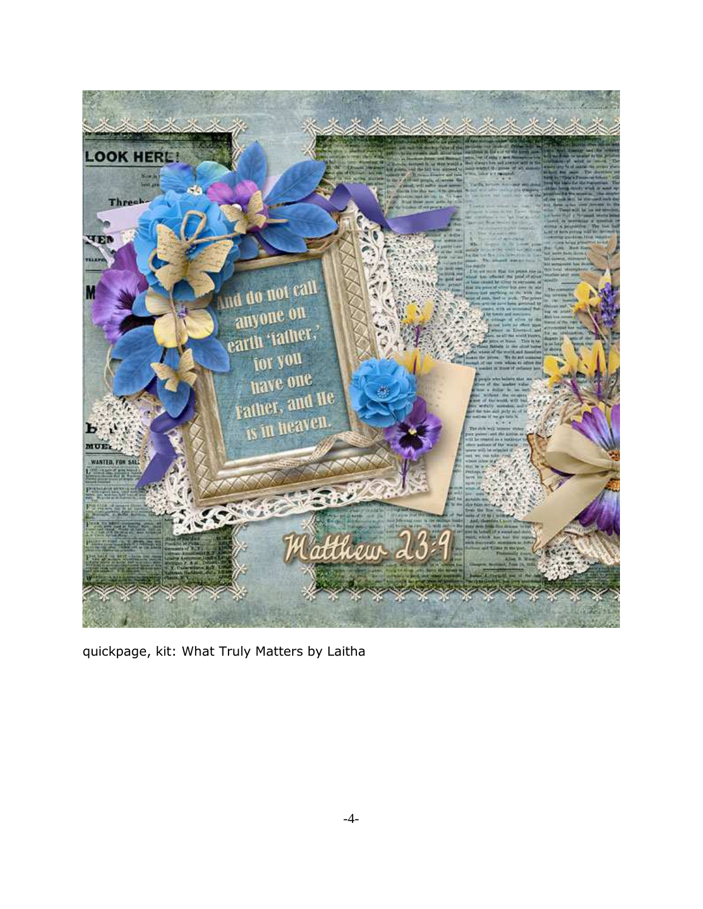quickpage, kit: What Truly Matters by Laitha